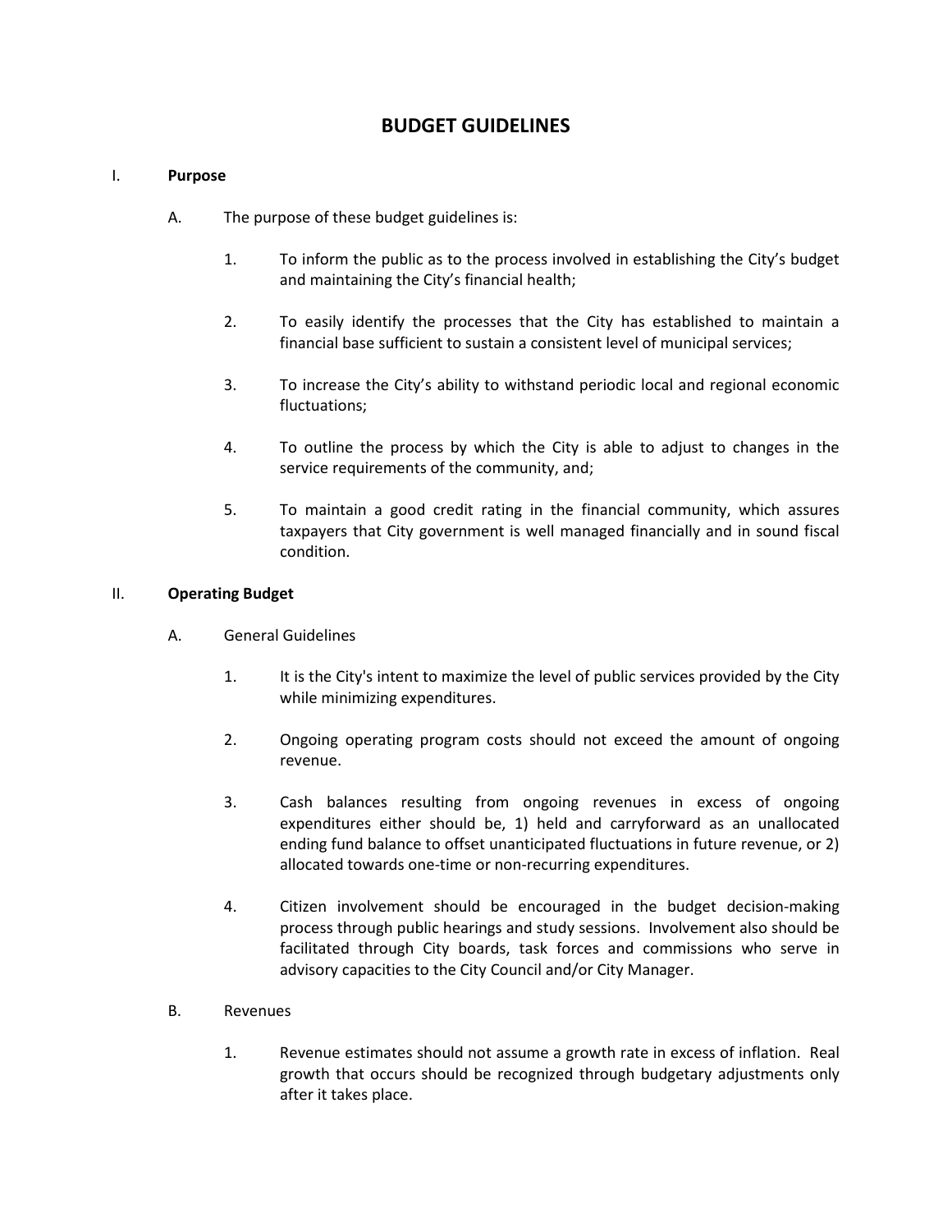# BUDGET GUIDELINES

## I. Purpose

A. The purpose of these budget guidelines is:

1. To inform the public as to the process involved in establishing the City's budget and maintaining the City's financial health;

2. To easily identify the processes that the City has established to maintain a financial base sufficient to sustain a consistent level of municipal services;

3. To increase the City's ability to withstand periodic local and regional economic fluctuations;

4. To outline the process by which the City is able to adjust to changes in the service requirements of the community, and;

5. To maintain a good credit rating in the financial community, which assures taxpayers that City government is well managed financially and in sound fiscal condition.

## II. Operating Budget

A. General Guidelines

1. It is the City's intent to maximize the level of public services provided by the City while minimizing expenditures.

2. Ongoing operating program costs should not exceed the amount of ongoing revenue.

3. Cash balances resulting from ongoing revenues in excess of ongoing expenditures either should be, 1) held and carryforward as an unallocated ending fund balance to offset unanticipated fluctuations in future revenue, or 2) allocated towards one-time or non-recurring expenditures.

4. Citizen involvement should be encouraged in the budget decision-making process through public hearings and study sessions. Involvement also should be facilitated through City boards, task forces and commissions who serve in advisory capacities to the City Council and/or City Manager.

B. Revenues

1. Revenue estimates should not assume a growth rate in excess of inflation. Real growth that occurs should be recognized through budgetary adjustments only after it takes place.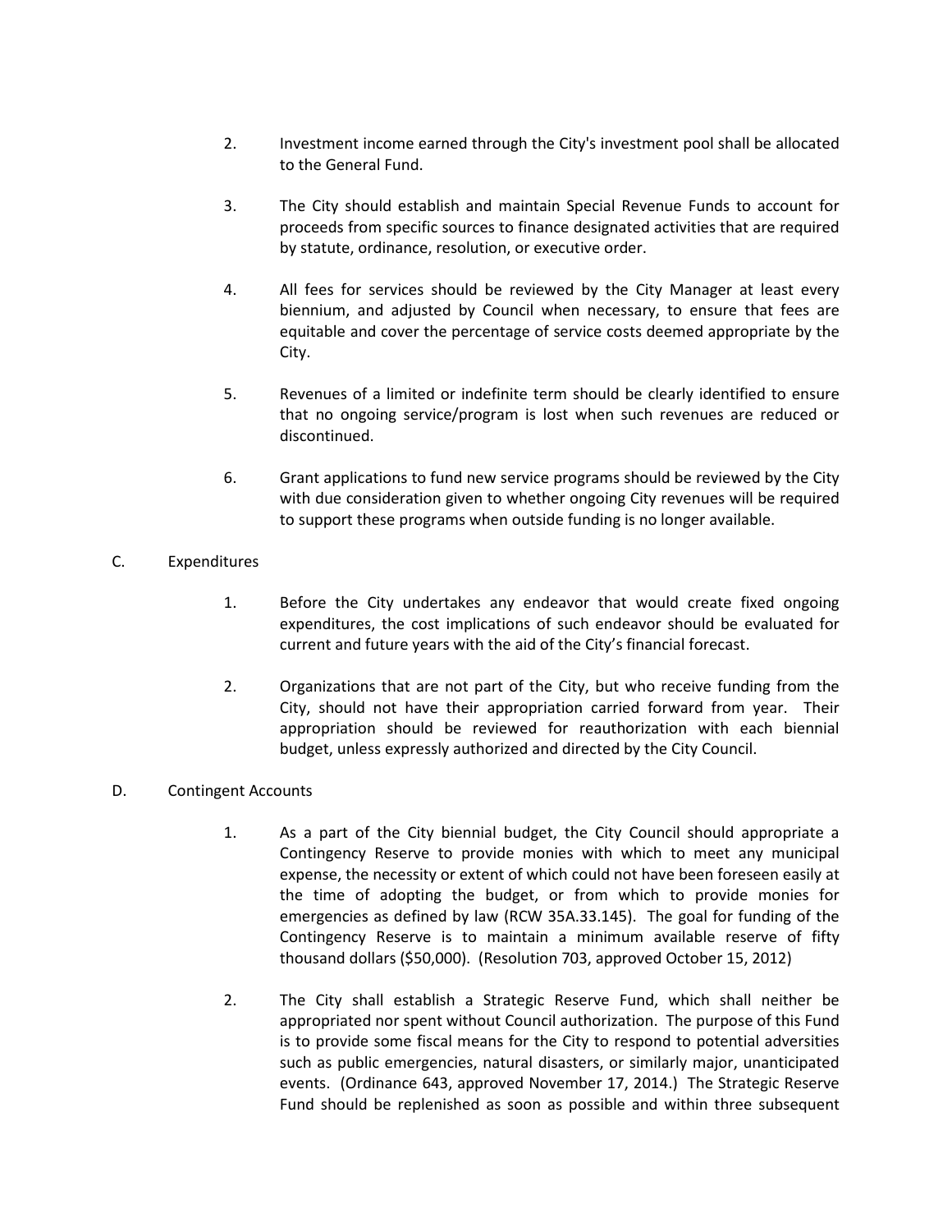2. Investment income earned through the City's investment pool shall be allocated to the General Fund.

3. The City should establish and maintain Special Revenue Funds to account for proceeds from specific sources to finance designated activities that are required by statute, ordinance, resolution, or executive order.

4. All fees for services should be reviewed by the City Manager at least every biennium, and adjusted by Council when necessary, to ensure that fees are equitable and cover the percentage of service costs deemed appropriate by the City.

5. Revenues of a limited or indefinite term should be clearly identified to ensure that no ongoing service/program is lost when such revenues are reduced or discontinued.

6. Grant applications to fund new service programs should be reviewed by the City with due consideration given to whether ongoing City revenues will be required to support these programs when outside funding is no longer available.

C. Expenditures

1. Before the City undertakes any endeavor that would create fixed ongoing expenditures, the cost implications of such endeavor should be evaluated for current and future years with the aid of the City's financial forecast.

2. Organizations that are not part of the City, but who receive funding from the City, should not have their appropriation carried forward from year. Their appropriation should be reviewed for reauthorization with each biennial budget, unless expressly authorized and directed by the City Council.

D. Contingent Accounts

1. As a part of the City biennial budget, the City Council should appropriate a Contingency Reserve to provide monies with which to meet any municipal expense, the necessity or extent of which could not have been foreseen easily at the time of adopting the budget, or from which to provide monies for emergencies as defined by law (RCW 35A.33.145). The goal for funding of the Contingency Reserve is to maintain a minimum available reserve of fifty thousand dollars ($50,000). (Resolution 703, approved October 15, 2012)

2. The City shall establish a Strategic Reserve Fund, which shall neither be appropriated nor spent without Council authorization. The purpose of this Fund is to provide some fiscal means for the City to respond to potential adversities such as public emergencies, natural disasters, or similarly major, unanticipated events. (Ordinance 643, approved November 17, 2014.) The Strategic Reserve Fund should be replenished as soon as possible and within three subsequent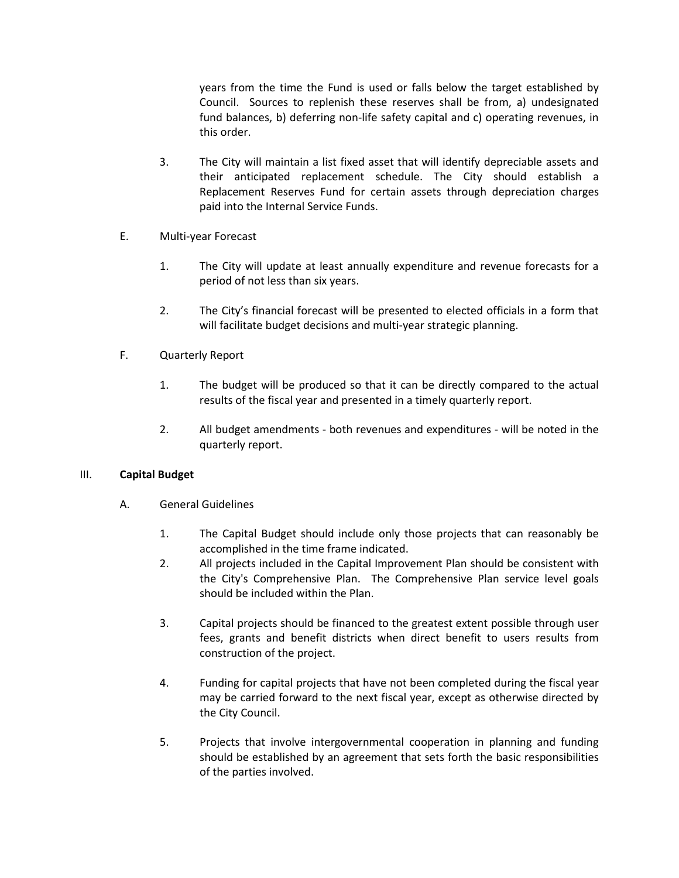years from the time the Fund is used or falls below the target established by Council. Sources to replenish these reserves shall be from, a) undesignated fund balances, b) deferring non-life safety capital and c) operating revenues, in this order.

3. The City will maintain a list fixed asset that will identify depreciable assets and their anticipated replacement schedule. The City should establish a Replacement Reserves Fund for certain assets through depreciation charges paid into the Internal Service Funds.

E. Multi-year Forecast

1. The City will update at least annually expenditure and revenue forecasts for a period of not less than six years.

2. The City's financial forecast will be presented to elected officials in a form that will facilitate budget decisions and multi-year strategic planning.

F. Quarterly Report

1. The budget will be produced so that it can be directly compared to the actual results of the fiscal year and presented in a timely quarterly report.

2. All budget amendments - both revenues and expenditures - will be noted in the quarterly report.

## III. **Capital Budget**

A. General Guidelines

1. The Capital Budget should include only those projects that can reasonably be accomplished in the time frame indicated.
2. All projects included in the Capital Improvement Plan should be consistent with the City's Comprehensive Plan. The Comprehensive Plan service level goals should be included within the Plan.

3. Capital projects should be financed to the greatest extent possible through user fees, grants and benefit districts when direct benefit to users results from construction of the project.

4. Funding for capital projects that have not been completed during the fiscal year may be carried forward to the next fiscal year, except as otherwise directed by the City Council.

5. Projects that involve intergovernmental cooperation in planning and funding should be established by an agreement that sets forth the basic responsibilities of the parties involved.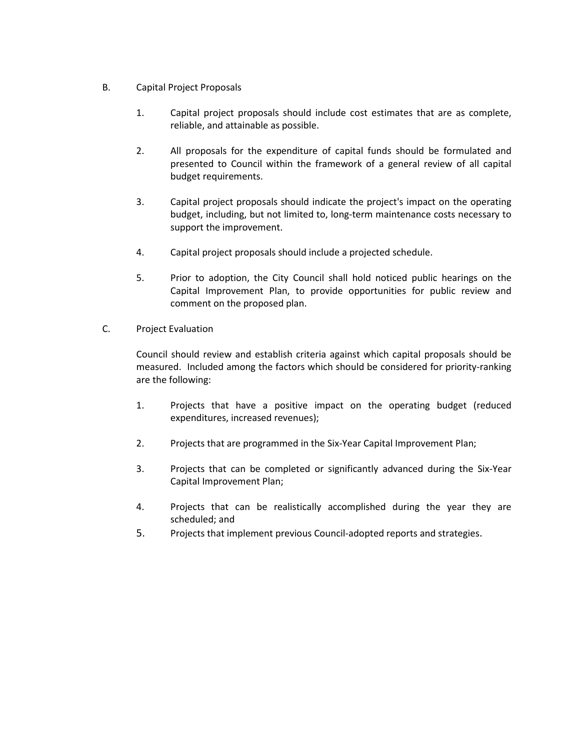B. Capital Project Proposals

1. Capital project proposals should include cost estimates that are as complete, reliable, and attainable as possible.

2. All proposals for the expenditure of capital funds should be formulated and presented to Council within the framework of a general review of all capital budget requirements.

3. Capital project proposals should indicate the project's impact on the operating budget, including, but not limited to, long-term maintenance costs necessary to support the improvement.

4. Capital project proposals should include a projected schedule.

5. Prior to adoption, the City Council shall hold noticed public hearings on the Capital Improvement Plan, to provide opportunities for public review and comment on the proposed plan.

C. Project Evaluation

Council should review and establish criteria against which capital proposals should be measured. Included among the factors which should be considered for priority-ranking are the following:

1. Projects that have a positive impact on the operating budget (reduced expenditures, increased revenues);

2. Projects that are programmed in the Six-Year Capital Improvement Plan;

3. Projects that can be completed or significantly advanced during the Six-Year Capital Improvement Plan;

4. Projects that can be realistically accomplished during the year they are scheduled; and

5. Projects that implement previous Council-adopted reports and strategies.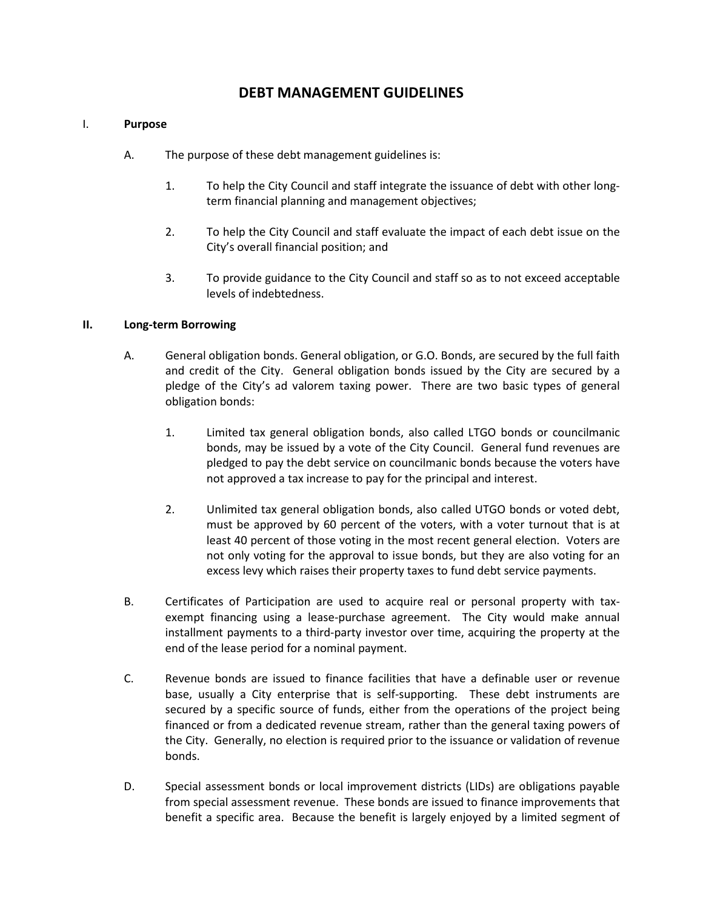# DEBT MANAGEMENT GUIDELINES

I. **Purpose**

A. The purpose of these debt management guidelines is:

1. To help the City Council and staff integrate the issuance of debt with other long-term financial planning and management objectives;

2. To help the City Council and staff evaluate the impact of each debt issue on the City's overall financial position; and

3. To provide guidance to the City Council and staff so as to not exceed acceptable levels of indebtedness.

**II. Long-term Borrowing**

A. General obligation bonds. General obligation, or G.O. Bonds, are secured by the full faith and credit of the City. General obligation bonds issued by the City are secured by a pledge of the City's ad valorem taxing power. There are two basic types of general obligation bonds:

1. Limited tax general obligation bonds, also called LTGO bonds or councilmanic bonds, may be issued by a vote of the City Council. General fund revenues are pledged to pay the debt service on councilmanic bonds because the voters have not approved a tax increase to pay for the principal and interest.

2. Unlimited tax general obligation bonds, also called UTGO bonds or voted debt, must be approved by 60 percent of the voters, with a voter turnout that is at least 40 percent of those voting in the most recent general election. Voters are not only voting for the approval to issue bonds, but they are also voting for an excess levy which raises their property taxes to fund debt service payments.

B. Certificates of Participation are used to acquire real or personal property with tax-exempt financing using a lease-purchase agreement. The City would make annual installment payments to a third-party investor over time, acquiring the property at the end of the lease period for a nominal payment.

C. Revenue bonds are issued to finance facilities that have a definable user or revenue base, usually a City enterprise that is self-supporting. These debt instruments are secured by a specific source of funds, either from the operations of the project being financed or from a dedicated revenue stream, rather than the general taxing powers of the City. Generally, no election is required prior to the issuance or validation of revenue bonds.

D. Special assessment bonds or local improvement districts (LIDs) are obligations payable from special assessment revenue. These bonds are issued to finance improvements that benefit a specific area. Because the benefit is largely enjoyed by a limited segment of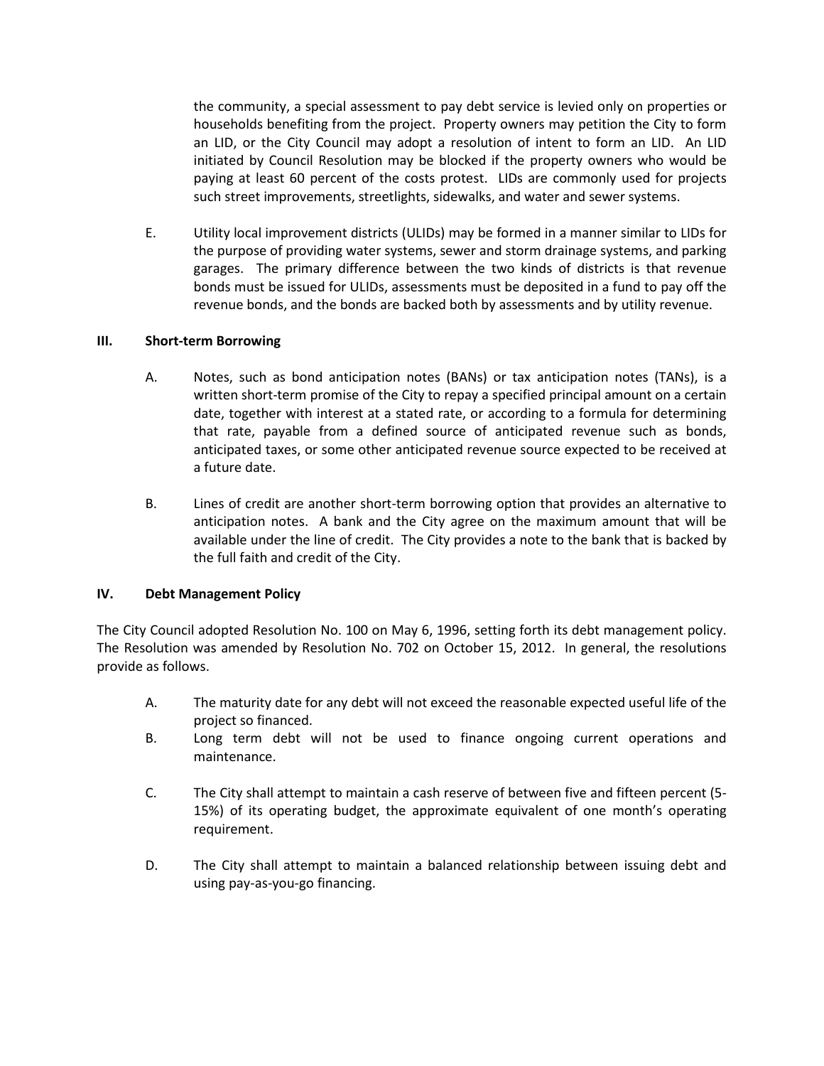the community, a special assessment to pay debt service is levied only on properties or households benefiting from the project. Property owners may petition the City to form an LID, or the City Council may adopt a resolution of intent to form an LID. An LID initiated by Council Resolution may be blocked if the property owners who would be paying at least 60 percent of the costs protest. LIDs are commonly used for projects such street improvements, streetlights, sidewalks, and water and sewer systems.

E. Utility local improvement districts (ULIDs) may be formed in a manner similar to LIDs for the purpose of providing water systems, sewer and storm drainage systems, and parking garages. The primary difference between the two kinds of districts is that revenue bonds must be issued for ULIDs, assessments must be deposited in a fund to pay off the revenue bonds, and the bonds are backed both by assessments and by utility revenue.

## III. Short-term Borrowing

A. Notes, such as bond anticipation notes (BANs) or tax anticipation notes (TANs), is a written short-term promise of the City to repay a specified principal amount on a certain date, together with interest at a stated rate, or according to a formula for determining that rate, payable from a defined source of anticipated revenue such as bonds, anticipated taxes, or some other anticipated revenue source expected to be received at a future date.

B. Lines of credit are another short-term borrowing option that provides an alternative to anticipation notes. A bank and the City agree on the maximum amount that will be available under the line of credit. The City provides a note to the bank that is backed by the full faith and credit of the City.

## IV. Debt Management Policy

The City Council adopted Resolution No. 100 on May 6, 1996, setting forth its debt management policy. The Resolution was amended by Resolution No. 702 on October 15, 2012. In general, the resolutions provide as follows.

A. The maturity date for any debt will not exceed the reasonable expected useful life of the project so financed.

B. Long term debt will not be used to finance ongoing current operations and maintenance.

C. The City shall attempt to maintain a cash reserve of between five and fifteen percent (5-15%) of its operating budget, the approximate equivalent of one month's operating requirement.

D. The City shall attempt to maintain a balanced relationship between issuing debt and using pay-as-you-go financing.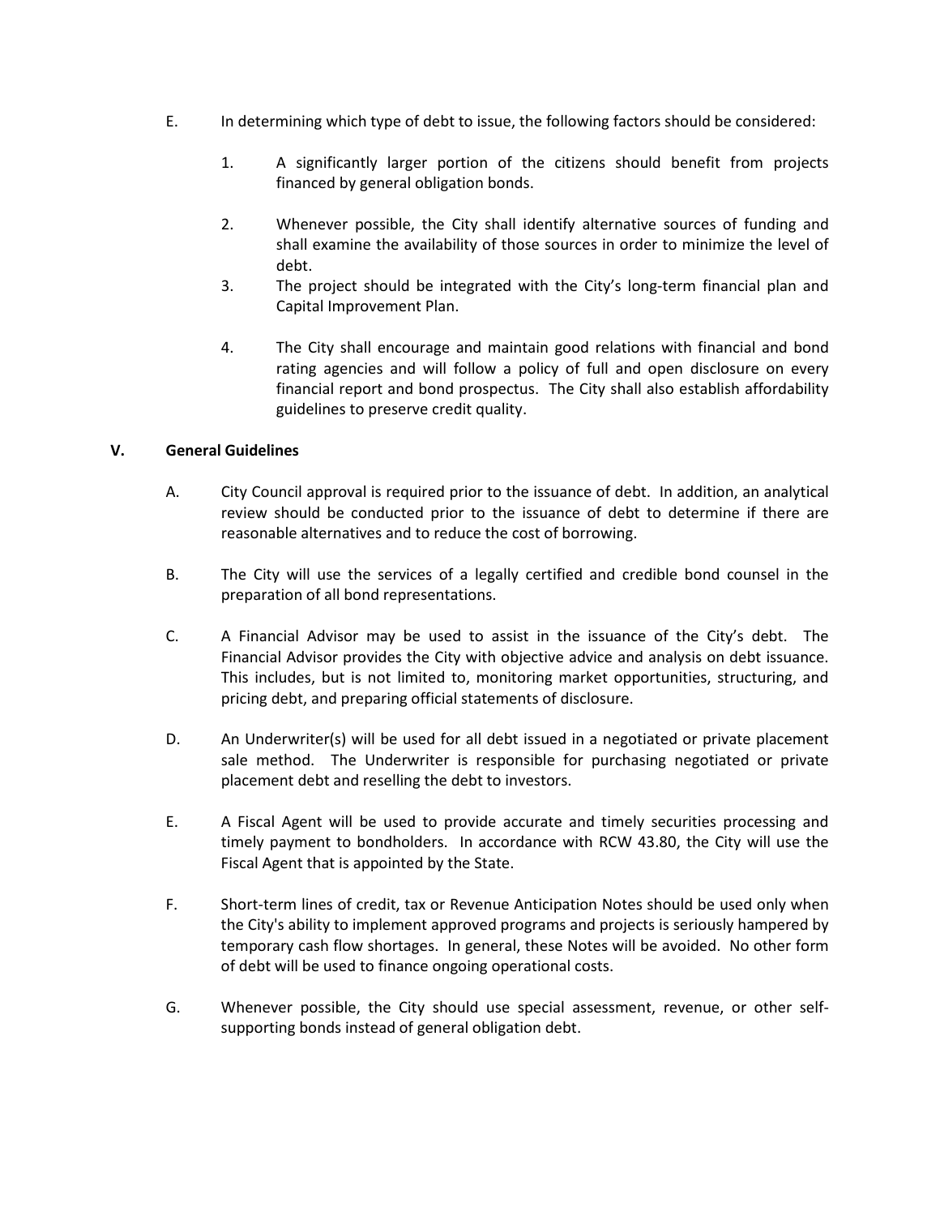E. In determining which type of debt to issue, the following factors should be considered:

   1. A significantly larger portion of the citizens should benefit from projects financed by general obligation bonds.

   2. Whenever possible, the City shall identify alternative sources of funding and shall examine the availability of those sources in order to minimize the level of debt.

   3. The project should be integrated with the City's long-term financial plan and Capital Improvement Plan.

   4. The City shall encourage and maintain good relations with financial and bond rating agencies and will follow a policy of full and open disclosure on every financial report and bond prospectus. The City shall also establish affordability guidelines to preserve credit quality.

## V. General Guidelines

A. City Council approval is required prior to the issuance of debt. In addition, an analytical review should be conducted prior to the issuance of debt to determine if there are reasonable alternatives and to reduce the cost of borrowing.

B. The City will use the services of a legally certified and credible bond counsel in the preparation of all bond representations.

C. A Financial Advisor may be used to assist in the issuance of the City's debt. The Financial Advisor provides the City with objective advice and analysis on debt issuance. This includes, but is not limited to, monitoring market opportunities, structuring, and pricing debt, and preparing official statements of disclosure.

D. An Underwriter(s) will be used for all debt issued in a negotiated or private placement sale method. The Underwriter is responsible for purchasing negotiated or private placement debt and reselling the debt to investors.

E. A Fiscal Agent will be used to provide accurate and timely securities processing and timely payment to bondholders. In accordance with RCW 43.80, the City will use the Fiscal Agent that is appointed by the State.

F. Short-term lines of credit, tax or Revenue Anticipation Notes should be used only when the City's ability to implement approved programs and projects is seriously hampered by temporary cash flow shortages. In general, these Notes will be avoided. No other form of debt will be used to finance ongoing operational costs.

G. Whenever possible, the City should use special assessment, revenue, or other self-supporting bonds instead of general obligation debt.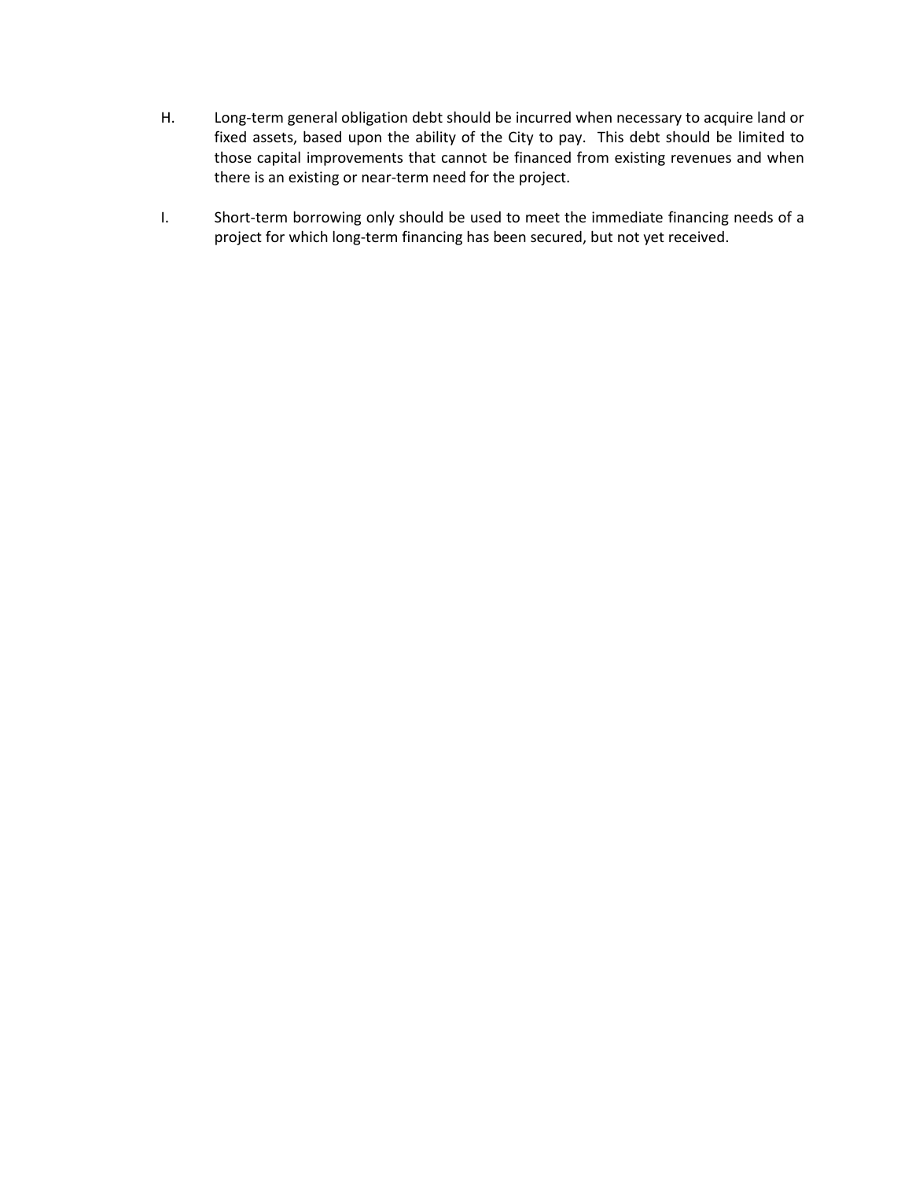H. Long-term general obligation debt should be incurred when necessary to acquire land or fixed assets, based upon the ability of the City to pay. This debt should be limited to those capital improvements that cannot be financed from existing revenues and when there is an existing or near-term need for the project.

I. Short-term borrowing only should be used to meet the immediate financing needs of a project for which long-term financing has been secured, but not yet received.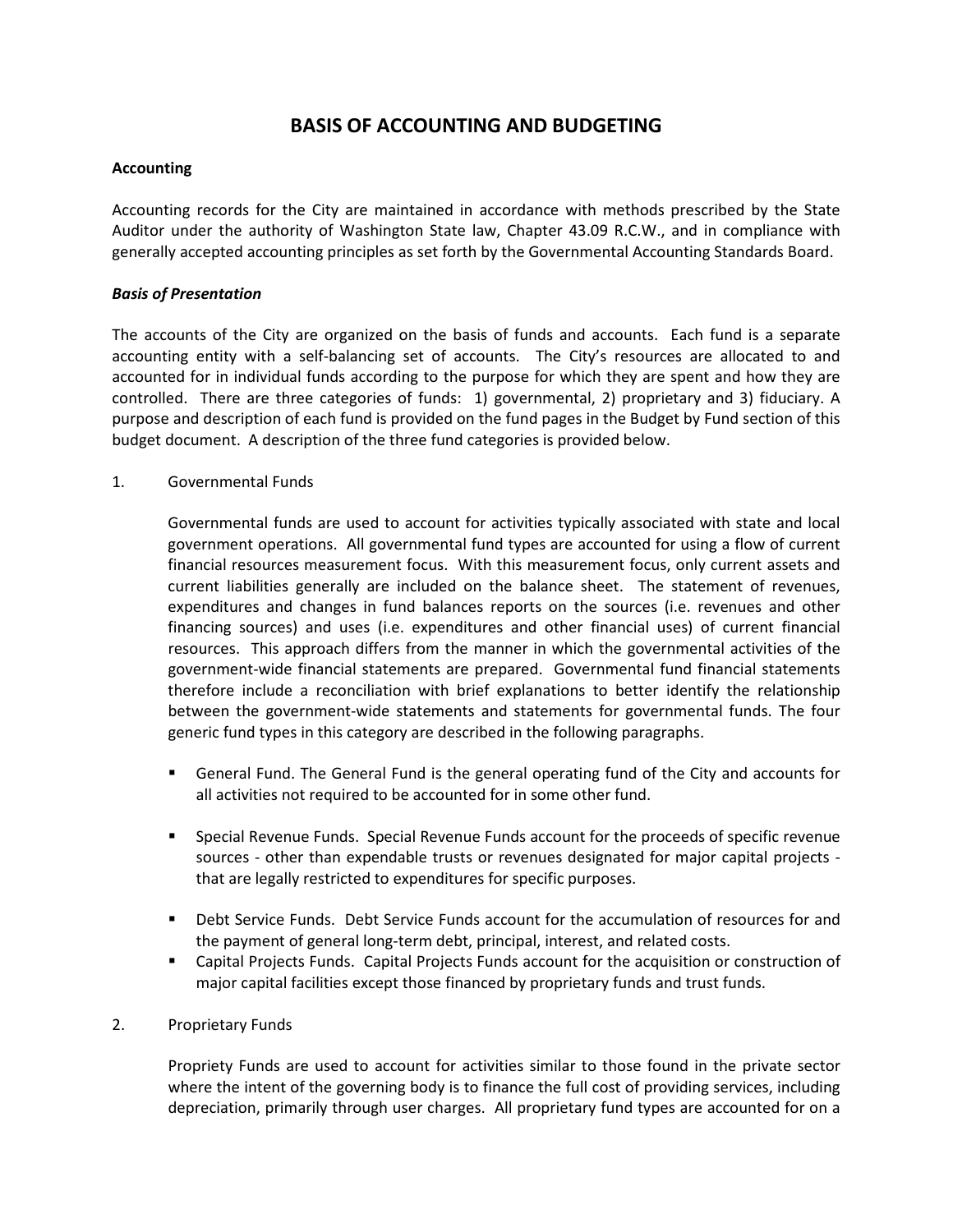# BASIS OF ACCOUNTING AND BUDGETING

**Accounting**

Accounting records for the City are maintained in accordance with methods prescribed by the State Auditor under the authority of Washington State law, Chapter 43.09 R.C.W., and in compliance with generally accepted accounting principles as set forth by the Governmental Accounting Standards Board.

***Basis of Presentation***

The accounts of the City are organized on the basis of funds and accounts. Each fund is a separate accounting entity with a self-balancing set of accounts. The City's resources are allocated to and accounted for in individual funds according to the purpose for which they are spent and how they are controlled. There are three categories of funds: 1) governmental, 2) proprietary and 3) fiduciary. A purpose and description of each fund is provided on the fund pages in the Budget by Fund section of this budget document. A description of the three fund categories is provided below.

1. Governmental Funds

   Governmental funds are used to account for activities typically associated with state and local government operations. All governmental fund types are accounted for using a flow of current financial resources measurement focus. With this measurement focus, only current assets and current liabilities generally are included on the balance sheet. The statement of revenues, expenditures and changes in fund balances reports on the sources (i.e. revenues and other financing sources) and uses (i.e. expenditures and other financial uses) of current financial resources. This approach differs from the manner in which the governmental activities of the government-wide financial statements are prepared. Governmental fund financial statements therefore include a reconciliation with brief explanations to better identify the relationship between the government-wide statements and statements for governmental funds. The four generic fund types in this category are described in the following paragraphs.

   - General Fund. The General Fund is the general operating fund of the City and accounts for all activities not required to be accounted for in some other fund.
   - Special Revenue Funds. Special Revenue Funds account for the proceeds of specific revenue sources - other than expendable trusts or revenues designated for major capital projects - that are legally restricted to expenditures for specific purposes.
   - Debt Service Funds. Debt Service Funds account for the accumulation of resources for and the payment of general long-term debt, principal, interest, and related costs.
   - Capital Projects Funds. Capital Projects Funds account for the acquisition or construction of major capital facilities except those financed by proprietary funds and trust funds.

2. Proprietary Funds

   Propriety Funds are used to account for activities similar to those found in the private sector where the intent of the governing body is to finance the full cost of providing services, including depreciation, primarily through user charges. All proprietary fund types are accounted for on a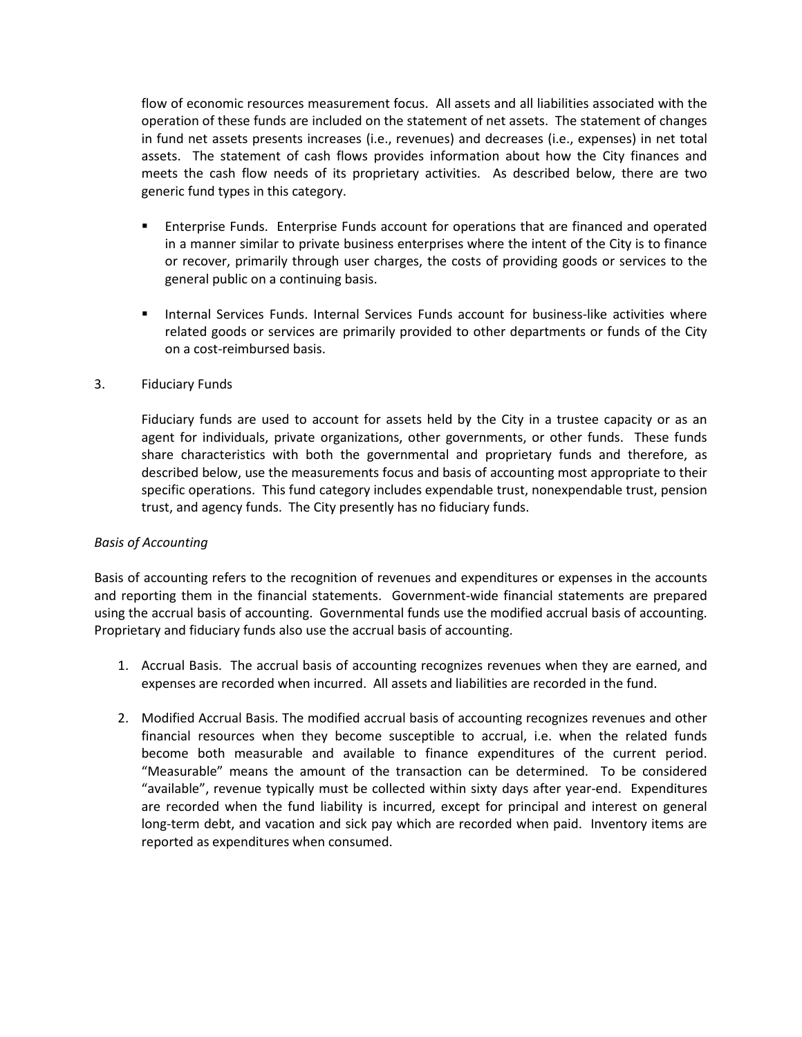flow of economic resources measurement focus. All assets and all liabilities associated with the operation of these funds are included on the statement of net assets. The statement of changes in fund net assets presents increases (i.e., revenues) and decreases (i.e., expenses) in net total assets. The statement of cash flows provides information about how the City finances and meets the cash flow needs of its proprietary activities. As described below, there are two generic fund types in this category.

- Enterprise Funds. Enterprise Funds account for operations that are financed and operated in a manner similar to private business enterprises where the intent of the City is to finance or recover, primarily through user charges, the costs of providing goods or services to the general public on a continuing basis.
- Internal Services Funds. Internal Services Funds account for business-like activities where related goods or services are primarily provided to other departments or funds of the City on a cost-reimbursed basis.

3. Fiduciary Funds

   Fiduciary funds are used to account for assets held by the City in a trustee capacity or as an agent for individuals, private organizations, other governments, or other funds. These funds share characteristics with both the governmental and proprietary funds and therefore, as described below, use the measurements focus and basis of accounting most appropriate to their specific operations. This fund category includes expendable trust, nonexpendable trust, pension trust, and agency funds. The City presently has no fiduciary funds.

*Basis of Accounting*

Basis of accounting refers to the recognition of revenues and expenditures or expenses in the accounts and reporting them in the financial statements. Government-wide financial statements are prepared using the accrual basis of accounting. Governmental funds use the modified accrual basis of accounting. Proprietary and fiduciary funds also use the accrual basis of accounting.

1. Accrual Basis. The accrual basis of accounting recognizes revenues when they are earned, and expenses are recorded when incurred. All assets and liabilities are recorded in the fund.
2. Modified Accrual Basis. The modified accrual basis of accounting recognizes revenues and other financial resources when they become susceptible to accrual, i.e. when the related funds become both measurable and available to finance expenditures of the current period. "Measurable" means the amount of the transaction can be determined. To be considered "available", revenue typically must be collected within sixty days after year-end. Expenditures are recorded when the fund liability is incurred, except for principal and interest on general long-term debt, and vacation and sick pay which are recorded when paid. Inventory items are reported as expenditures when consumed.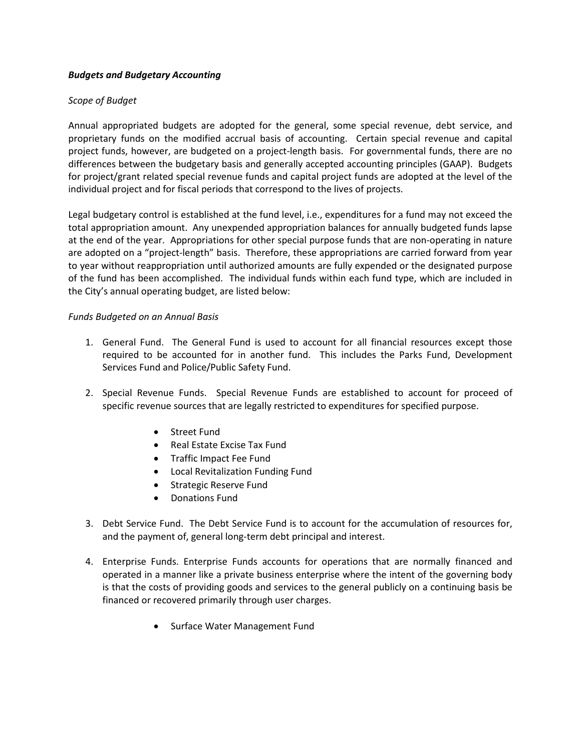***Budgets and Budgetary Accounting***

*Scope of Budget*

Annual appropriated budgets are adopted for the general, some special revenue, debt service, and proprietary funds on the modified accrual basis of accounting. Certain special revenue and capital project funds, however, are budgeted on a project-length basis. For governmental funds, there are no differences between the budgetary basis and generally accepted accounting principles (GAAP). Budgets for project/grant related special revenue funds and capital project funds are adopted at the level of the individual project and for fiscal periods that correspond to the lives of projects.

Legal budgetary control is established at the fund level, i.e., expenditures for a fund may not exceed the total appropriation amount. Any unexpended appropriation balances for annually budgeted funds lapse at the end of the year. Appropriations for other special purpose funds that are non-operating in nature are adopted on a "project-length" basis. Therefore, these appropriations are carried forward from year to year without reappropriation until authorized amounts are fully expended or the designated purpose of the fund has been accomplished. The individual funds within each fund type, which are included in the City's annual operating budget, are listed below:

*Funds Budgeted on an Annual Basis*

1. General Fund. The General Fund is used to account for all financial resources except those required to be accounted for in another fund. This includes the Parks Fund, Development Services Fund and Police/Public Safety Fund.

2. Special Revenue Funds. Special Revenue Funds are established to account for proceed of specific revenue sources that are legally restricted to expenditures for specified purpose.

    - Street Fund
    - Real Estate Excise Tax Fund
    - Traffic Impact Fee Fund
    - Local Revitalization Funding Fund
    - Strategic Reserve Fund
    - Donations Fund

3. Debt Service Fund. The Debt Service Fund is to account for the accumulation of resources for, and the payment of, general long-term debt principal and interest.

4. Enterprise Funds. Enterprise Funds accounts for operations that are normally financed and operated in a manner like a private business enterprise where the intent of the governing body is that the costs of providing goods and services to the general publicly on a continuing basis be financed or recovered primarily through user charges.

    - Surface Water Management Fund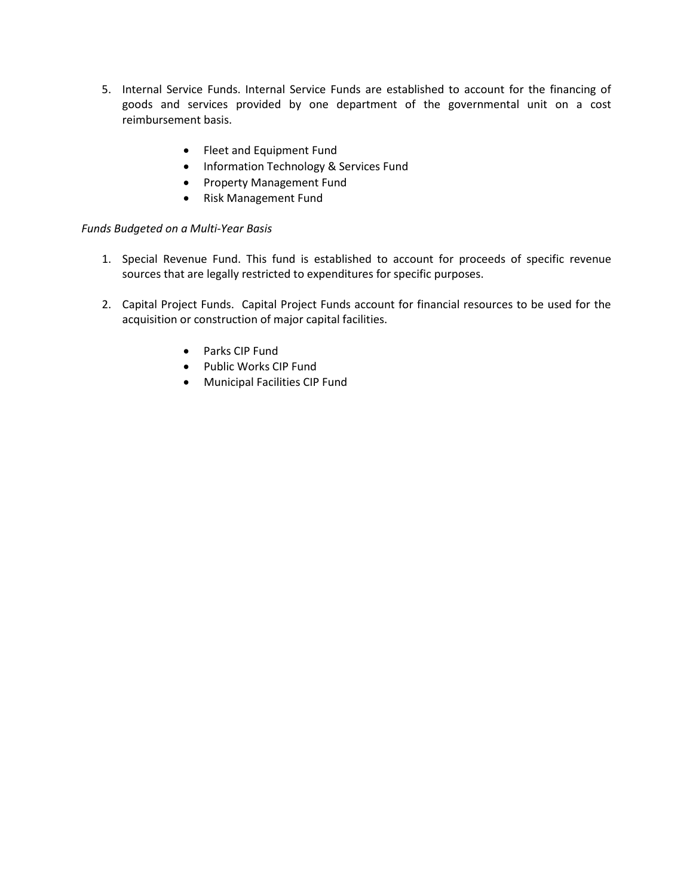5. Internal Service Funds. Internal Service Funds are established to account for the financing of goods and services provided by one department of the governmental unit on a cost reimbursement basis.

    - Fleet and Equipment Fund
    - Information Technology & Services Fund
    - Property Management Fund
    - Risk Management Fund

*Funds Budgeted on a Multi-Year Basis*

1. Special Revenue Fund. This fund is established to account for proceeds of specific revenue sources that are legally restricted to expenditures for specific purposes.

2. Capital Project Funds. Capital Project Funds account for financial resources to be used for the acquisition or construction of major capital facilities.

    - Parks CIP Fund
    - Public Works CIP Fund
    - Municipal Facilities CIP Fund